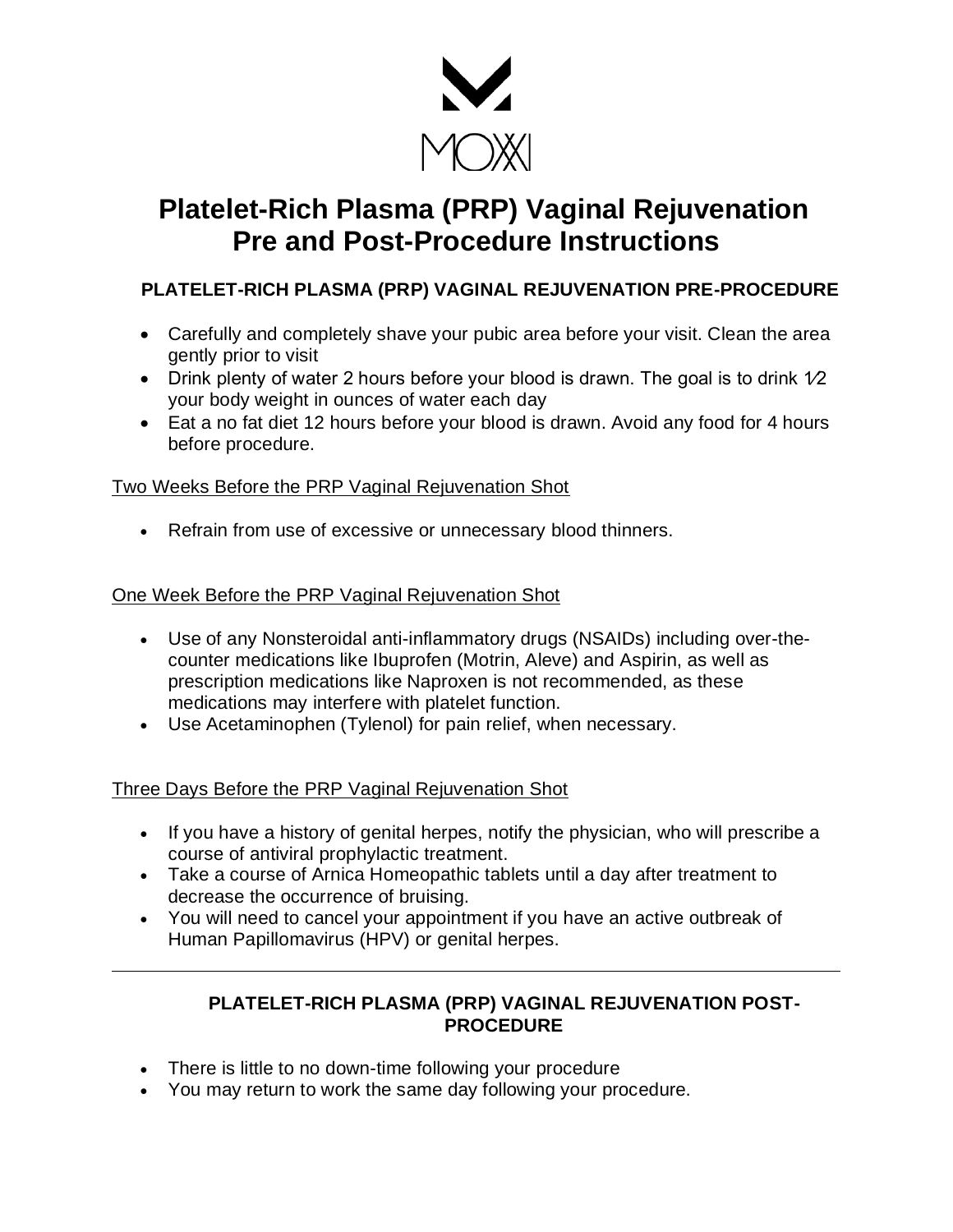MOXXI

# Platelet-Rich Plasma (PRP) Vaginal Rejuvenation Pre and Post-Procedure Instructions

## PLATELET-RICH PLASMA (PRP) VAGINAL REJUVENATION PRE-PROCEDURE

- Carefully and completely shave your pubic area before your visit. Clean the area gently prior to visit
- Drink plenty of water 2 hours before your blood is drawn. The goal is to drink ½ your body weight in ounces of water each day
- Eat a no fat diet 12 hours before your blood is drawn. Avoid any food for 4 hours before procedure.

Two Weeks Before the PRP Vaginal Rejuvenation Shot

- Refrain from use of excessive or unnecessary blood thinners.

One Week Before the PRP Vaginal Rejuvenation Shot

- Use of any Nonsteroidal anti-inflammatory drugs (NSAIDs) including over-the-counter medications like Ibuprofen (Motrin, Aleve) and Aspirin, as well as prescription medications like Naproxen is not recommended, as these medications may interfere with platelet function.
- Use Acetaminophen (Tylenol) for pain relief, when necessary.

Three Days Before the PRP Vaginal Rejuvenation Shot

- If you have a history of genital herpes, notify the physician, who will prescribe a course of antiviral prophylactic treatment.
- Take a course of Arnica Homeopathic tablets until a day after treatment to decrease the occurrence of bruising.
- You will need to cancel your appointment if you have an active outbreak of Human Papillomavirus (HPV) or genital herpes.

---

## PLATELET-RICH PLASMA (PRP) VAGINAL REJUVENATION POST-PROCEDURE

- There is little to no down-time following your procedure
- You may return to work the same day following your procedure.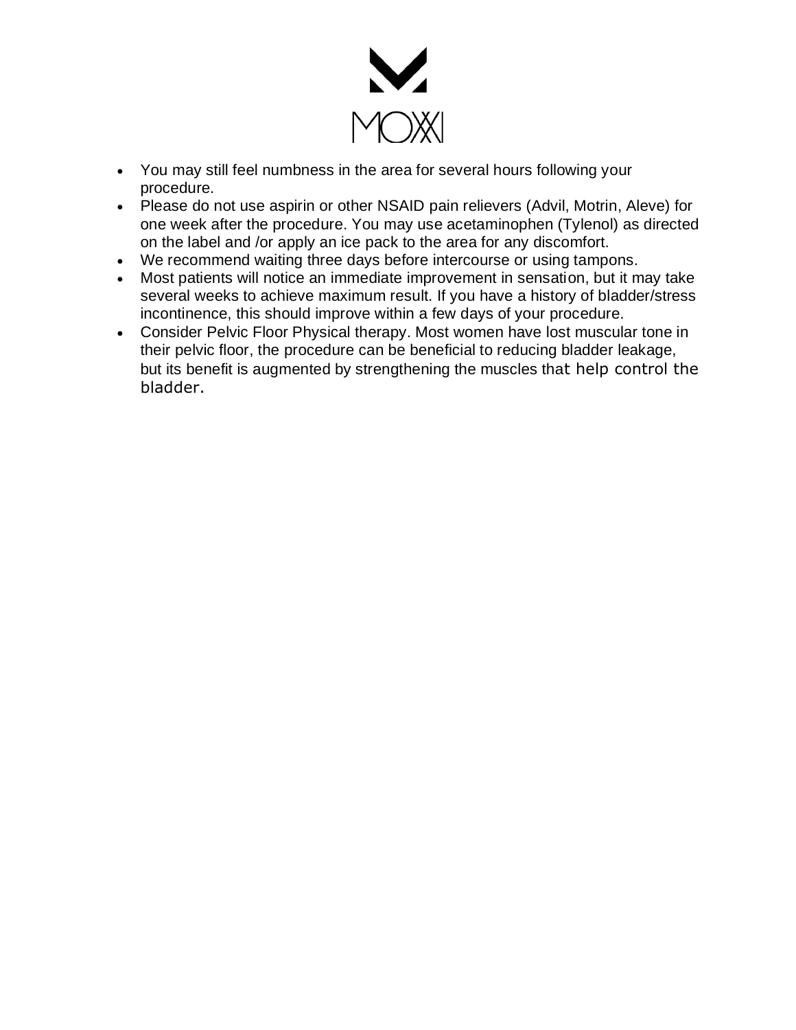- You may still feel numbness in the area for several hours following your procedure.
- Please do not use aspirin or other NSAID pain relievers (Advil, Motrin, Aleve) for one week after the procedure. You may use acetaminophen (Tylenol) as directed on the label and /or apply an ice pack to the area for any discomfort.
- We recommend waiting three days before intercourse or using tampons.
- Most patients will notice an immediate improvement in sensation, but it may take several weeks to achieve maximum result. If you have a history of bladder/stress incontinence, this should improve within a few days of your procedure.
- Consider Pelvic Floor Physical therapy. Most women have lost muscular tone in their pelvic floor, the procedure can be beneficial to reducing bladder leakage, but its benefit is augmented by strengthening the muscles that help control the bladder.